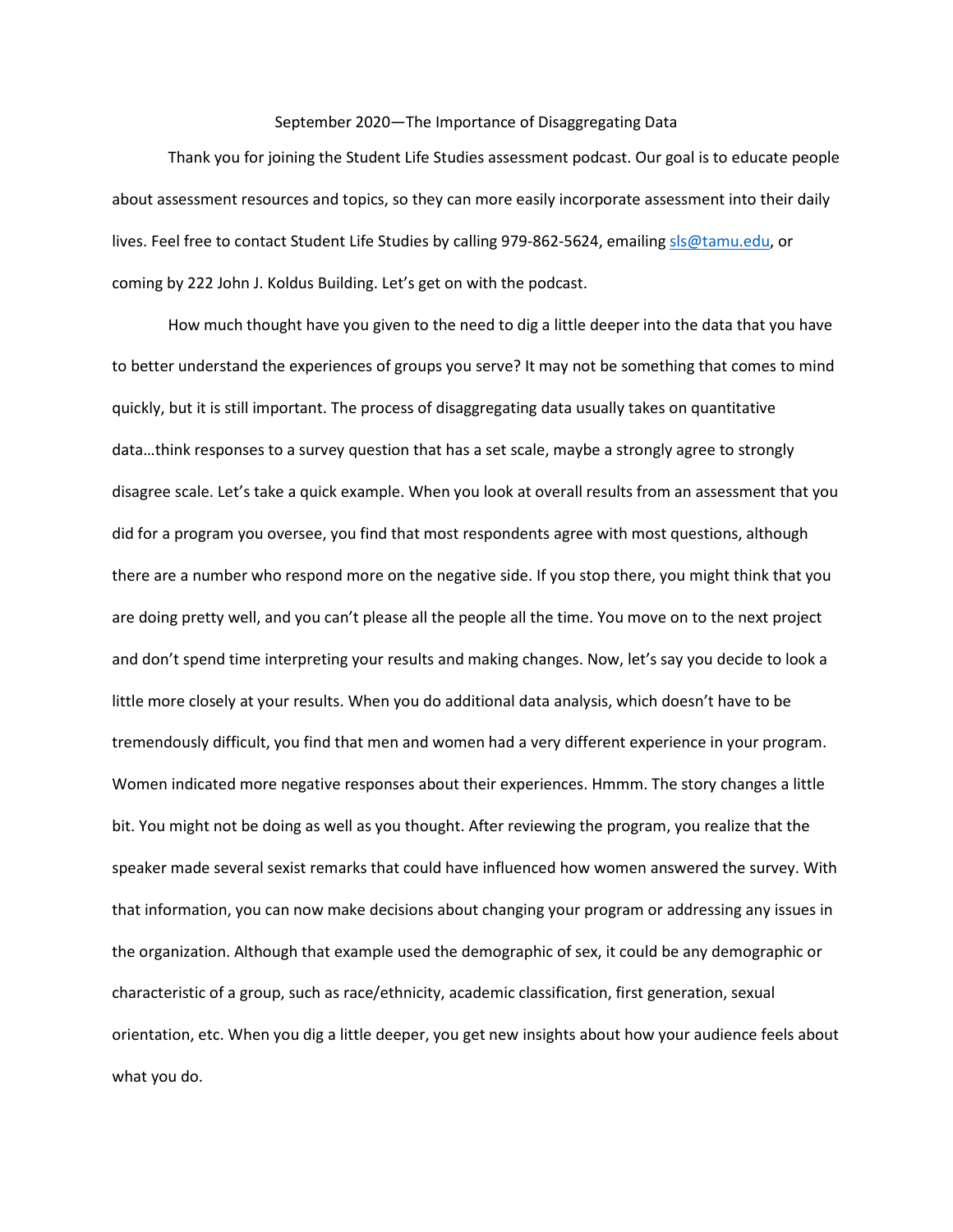# September 2020—The Importance of Disaggregating Data

Thank you for joining the Student Life Studies assessment podcast. Our goal is to educate people about assessment resources and topics, so they can more easily incorporate assessment into their daily lives. Feel free to contact Student Life Studies by calling 979-862-5624, emailing [sls@tamu.edu](mailto:sls@tamu.edu), or coming by 222 John J. Koldus Building. Let's get on with the podcast.

How much thought have you given to the need to dig a little deeper into the data that you have to better understand the experiences of groups you serve? It may not be something that comes to mind quickly, but it is still important. The process of disaggregating data usually takes on quantitative data…think responses to a survey question that has a set scale, maybe a strongly agree to strongly disagree scale. Let's take a quick example. When you look at overall results from an assessment that you did for a program you oversee, you find that most respondents agree with most questions, although there are a number who respond more on the negative side. If you stop there, you might think that you are doing pretty well, and you can't please all the people all the time. You move on to the next project and don't spend time interpreting your results and making changes. Now, let's say you decide to look a little more closely at your results. When you do additional data analysis, which doesn't have to be tremendously difficult, you find that men and women had a very different experience in your program. Women indicated more negative responses about their experiences. Hmmm. The story changes a little bit. You might not be doing as well as you thought. After reviewing the program, you realize that the speaker made several sexist remarks that could have influenced how women answered the survey. With that information, you can now make decisions about changing your program or addressing any issues in the organization. Although that example used the demographic of sex, it could be any demographic or characteristic of a group, such as race/ethnicity, academic classification, first generation, sexual orientation, etc. When you dig a little deeper, you get new insights about how your audience feels about what you do.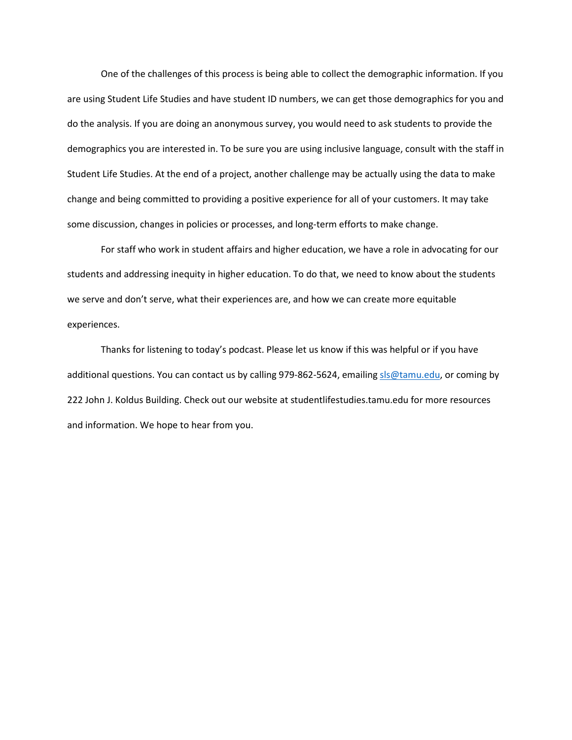One of the challenges of this process is being able to collect the demographic information. If you are using Student Life Studies and have student ID numbers, we can get those demographics for you and do the analysis. If you are doing an anonymous survey, you would need to ask students to provide the demographics you are interested in. To be sure you are using inclusive language, consult with the staff in Student Life Studies. At the end of a project, another challenge may be actually using the data to make change and being committed to providing a positive experience for all of your customers. It may take some discussion, changes in policies or processes, and long-term efforts to make change.

For staff who work in student affairs and higher education, we have a role in advocating for our students and addressing inequity in higher education. To do that, we need to know about the students we serve and don't serve, what their experiences are, and how we can create more equitable experiences.

Thanks for listening to today's podcast. Please let us know if this was helpful or if you have additional questions. You can contact us by calling 979-862-5624, emailing [sls@tamu.edu](mailto:sls@tamu.edu), or coming by 222 John J. Koldus Building. Check out our website at studentlifestudies.tamu.edu for more resources and information. We hope to hear from you.